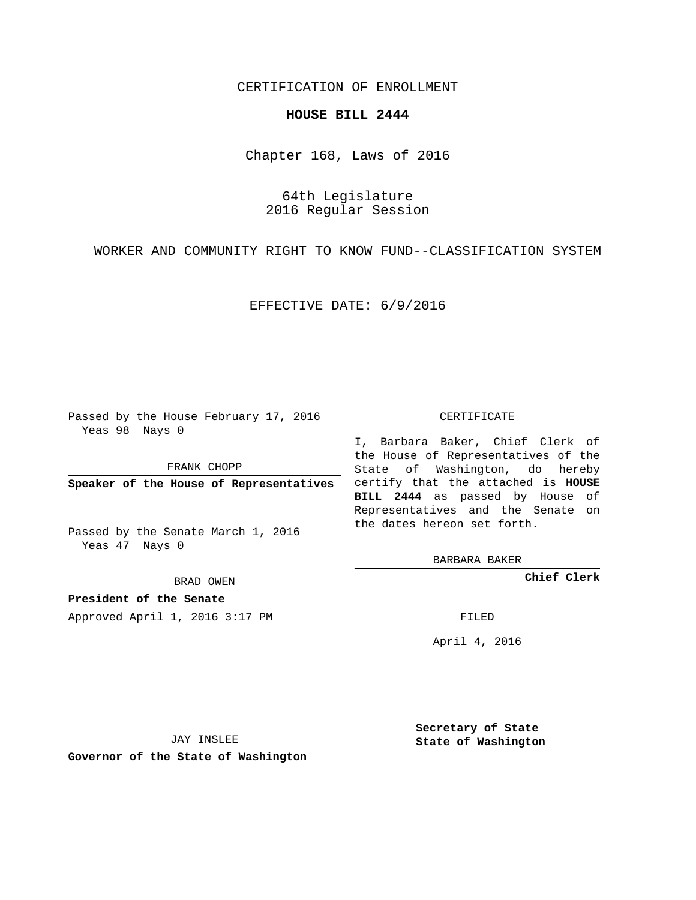CERTIFICATION OF ENROLLMENT

# HOUSE BILL 2444

Chapter 168, Laws of 2016

64th Legislature
2016 Regular Session

WORKER AND COMMUNITY RIGHT TO KNOW FUND--CLASSIFICATION SYSTEM

EFFECTIVE DATE: 6/9/2016

Passed by the House February 17, 2016
Yeas 98 Nays 0

FRANK CHOPP

**Speaker of the House of Representatives**

Passed by the Senate March 1, 2016
Yeas 47 Nays 0

BRAD OWEN

**President of the Senate**

Approved April 1, 2016 3:17 PM

JAY INSLEE

**Governor of the State of Washington**

CERTIFICATE

I, Barbara Baker, Chief Clerk of the House of Representatives of the State of Washington, do hereby certify that the attached is **HOUSE BILL 2444** as passed by House of Representatives and the Senate on the dates hereon set forth.

BARBARA BAKER

**Chief Clerk**

FILED

April 4, 2016

**Secretary of State**
**State of Washington**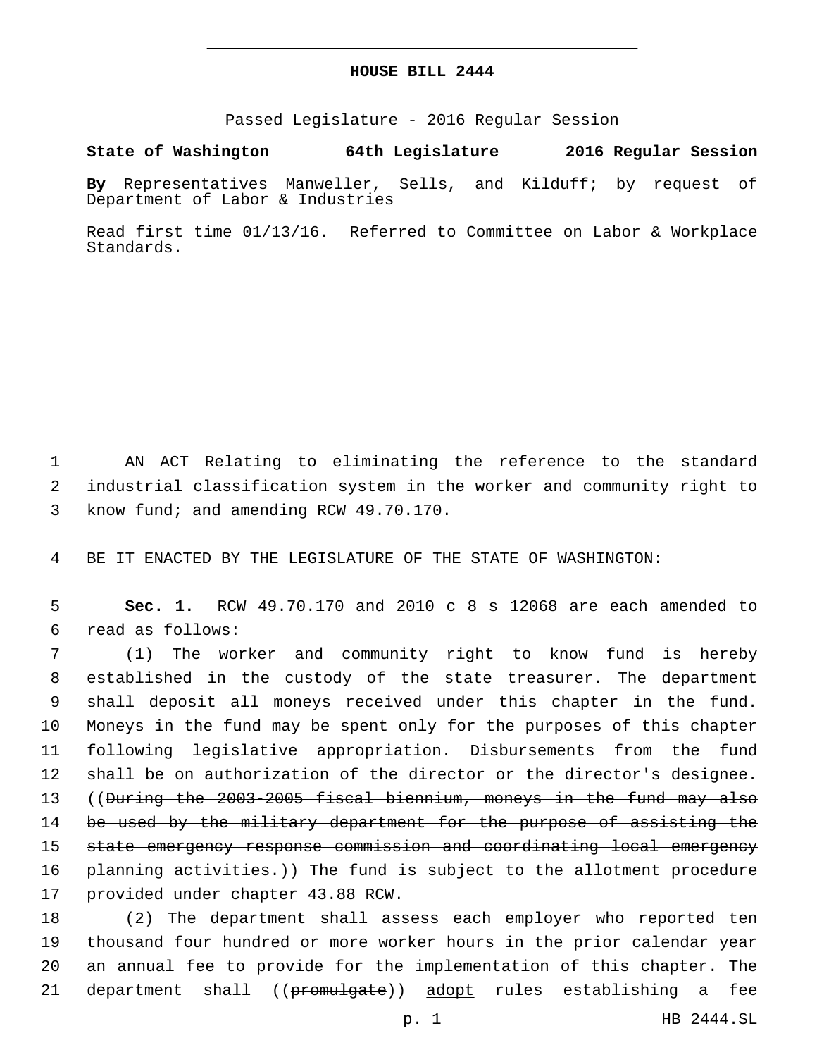# HOUSE BILL 2444

Passed Legislature - 2016 Regular Session

**State of Washington 64th Legislature 2016 Regular Session**

**By** Representatives Manweller, Sells, and Kilduff; by request of Department of Labor & Industries

Read first time 01/13/16. Referred to Committee on Labor & Workplace Standards.

1 AN ACT Relating to eliminating the reference to the standard
2 industrial classification system in the worker and community right to
3 know fund; and amending RCW 49.70.170.

4 BE IT ENACTED BY THE LEGISLATURE OF THE STATE OF WASHINGTON:

5 **Sec. 1.** RCW 49.70.170 and 2010 c 8 s 12068 are each amended to
6 read as follows:

7 (1) The worker and community right to know fund is hereby
8 established in the custody of the state treasurer. The department
9 shall deposit all moneys received under this chapter in the fund.
10 Moneys in the fund may be spent only for the purposes of this chapter
11 following legislative appropriation. Disbursements from the fund
12 shall be on authorization of the director or the director's designee.
13 ((~~During the 2003-2005 fiscal biennium, moneys in the fund may also~~
14 ~~be used by the military department for the purpose of assisting the~~
15 ~~state emergency response commission and coordinating local emergency~~
16 ~~planning activities.~~)) The fund is subject to the allotment procedure
17 provided under chapter 43.88 RCW.

18 (2) The department shall assess each employer who reported ten
19 thousand four hundred or more worker hours in the prior calendar year
20 an annual fee to provide for the implementation of this chapter. The
21 department shall ((~~promulgate~~)) <u>adopt</u> rules establishing a fee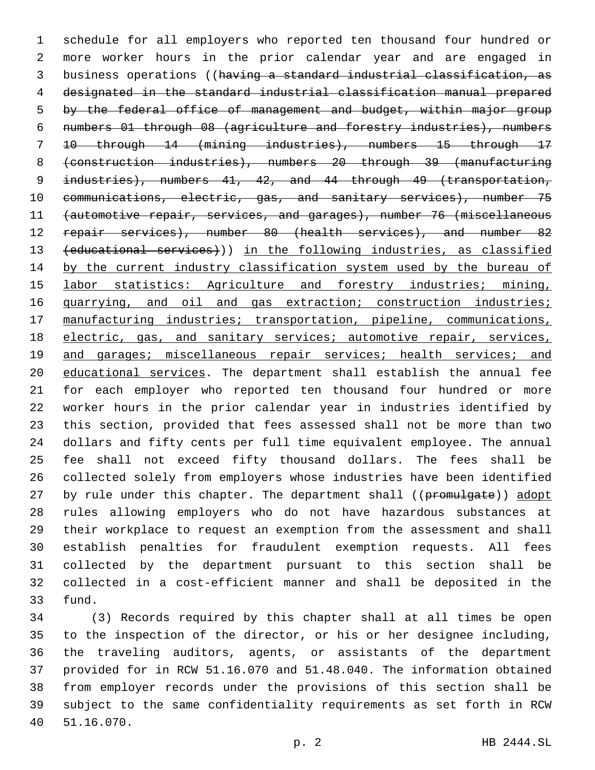schedule for all employers who reported ten thousand four hundred or more worker hours in the prior calendar year and are engaged in business operations ((~~having a standard industrial classification, as designated in the standard industrial classification manual prepared by the federal office of management and budget, within major group numbers 01 through 08 (agriculture and forestry industries), numbers 10 through 14 (mining industries), numbers 15 through 17 (construction industries), numbers 20 through 39 (manufacturing industries), numbers 41, 42, and 44 through 49 (transportation, communications, electric, gas, and sanitary services), number 75 (automotive repair, services, and garages), number 76 (miscellaneous repair services), number 80 (health services), and number 82 (educational services)~~)) <u>in the following industries, as classified by the current industry classification system used by the bureau of labor statistics: Agriculture and forestry industries; mining, quarrying, and oil and gas extraction; construction industries; manufacturing industries; transportation, pipeline, communications, electric, gas, and sanitary services; automotive repair, services, and garages; miscellaneous repair services; health services; and educational services</u>. The department shall establish the annual fee for each employer who reported ten thousand four hundred or more worker hours in the prior calendar year in industries identified by this section, provided that fees assessed shall not be more than two dollars and fifty cents per full time equivalent employee. The annual fee shall not exceed fifty thousand dollars. The fees shall be collected solely from employers whose industries have been identified by rule under this chapter. The department shall ((~~promulgate~~)) <u>adopt</u> rules allowing employers who do not have hazardous substances at their workplace to request an exemption from the assessment and shall establish penalties for fraudulent exemption requests. All fees collected by the department pursuant to this section shall be collected in a cost-efficient manner and shall be deposited in the fund.

(3) Records required by this chapter shall at all times be open to the inspection of the director, or his or her designee including, the traveling auditors, agents, or assistants of the department provided for in RCW 51.16.070 and 51.48.040. The information obtained from employer records under the provisions of this section shall be subject to the same confidentiality requirements as set forth in RCW 51.16.070.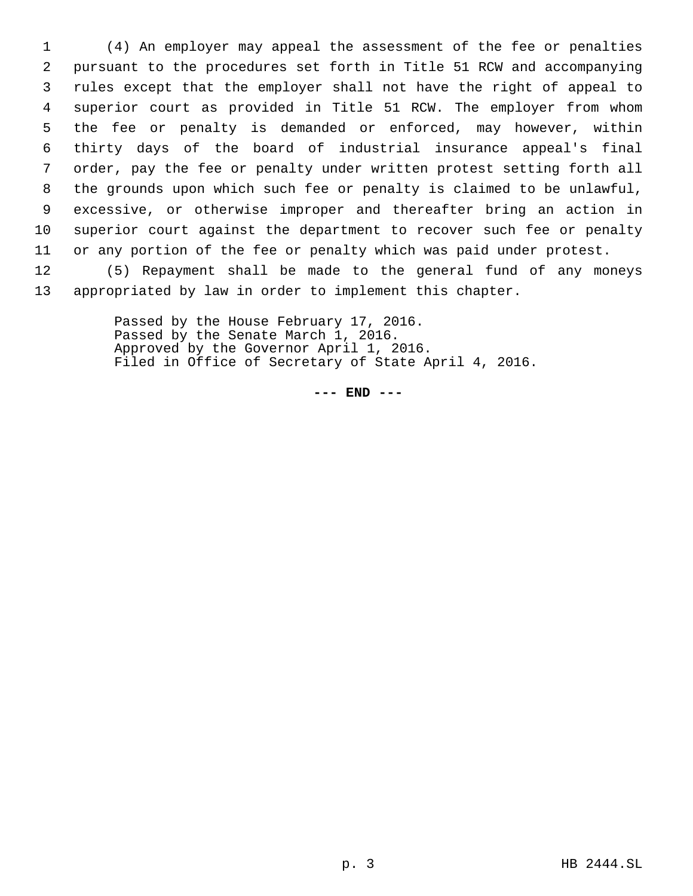(4) An employer may appeal the assessment of the fee or penalties pursuant to the procedures set forth in Title 51 RCW and accompanying rules except that the employer shall not have the right of appeal to superior court as provided in Title 51 RCW. The employer from whom the fee or penalty is demanded or enforced, may however, within thirty days of the board of industrial insurance appeal's final order, pay the fee or penalty under written protest setting forth all the grounds upon which such fee or penalty is claimed to be unlawful, excessive, or otherwise improper and thereafter bring an action in superior court against the department to recover such fee or penalty or any portion of the fee or penalty which was paid under protest.

(5) Repayment shall be made to the general fund of any moneys appropriated by law in order to implement this chapter.

Passed by the House February 17, 2016.
Passed by the Senate March 1, 2016.
Approved by the Governor April 1, 2016.
Filed in Office of Secretary of State April 4, 2016.

**--- END ---**